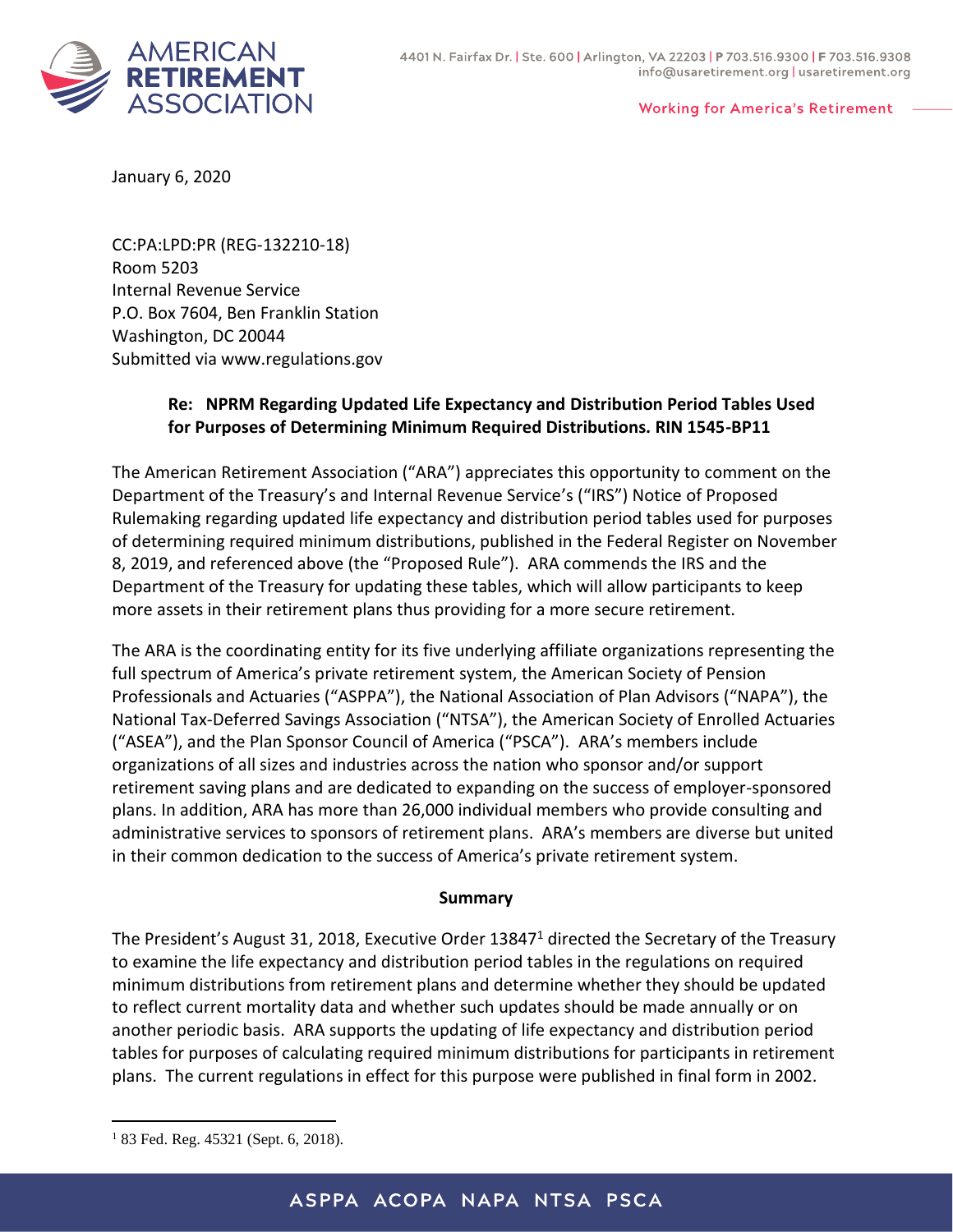AMERICAN RETIREMENT ASSOCIATION

4401 N. Fairfax Dr. | Ste. 600 | Arlington, VA 22203 | P 703.516.9300 | F 703.516.9308
info@usaretirement.org | usaretirement.org

Working for America's Retirement

January 6, 2020

CC:PA:LPD:PR (REG-132210-18)
Room 5203
Internal Revenue Service
P.O. Box 7604, Ben Franklin Station
Washington, DC 20044
Submitted via www.regulations.gov

**Re: NPRM Regarding Updated Life Expectancy and Distribution Period Tables Used for Purposes of Determining Minimum Required Distributions. RIN 1545-BP11**

The American Retirement Association ("ARA") appreciates this opportunity to comment on the Department of the Treasury's and Internal Revenue Service's ("IRS") Notice of Proposed Rulemaking regarding updated life expectancy and distribution period tables used for purposes of determining required minimum distributions, published in the Federal Register on November 8, 2019, and referenced above (the "Proposed Rule"). ARA commends the IRS and the Department of the Treasury for updating these tables, which will allow participants to keep more assets in their retirement plans thus providing for a more secure retirement.

The ARA is the coordinating entity for its five underlying affiliate organizations representing the full spectrum of America's private retirement system, the American Society of Pension Professionals and Actuaries ("ASPPA"), the National Association of Plan Advisors ("NAPA"), the National Tax-Deferred Savings Association ("NTSA"), the American Society of Enrolled Actuaries ("ASEA"), and the Plan Sponsor Council of America ("PSCA"). ARA's members include organizations of all sizes and industries across the nation who sponsor and/or support retirement saving plans and are dedicated to expanding on the success of employer-sponsored plans. In addition, ARA has more than 26,000 individual members who provide consulting and administrative services to sponsors of retirement plans. ARA's members are diverse but united in their common dedication to the success of America's private retirement system.

**Summary**

The President's August 31, 2018, Executive Order 13847[1] directed the Secretary of the Treasury to examine the life expectancy and distribution period tables in the regulations on required minimum distributions from retirement plans and determine whether they should be updated to reflect current mortality data and whether such updates should be made annually or on another periodic basis. ARA supports the updating of life expectancy and distribution period tables for purposes of calculating required minimum distributions for participants in retirement plans. The current regulations in effect for this purpose were published in final form in 2002.

[1] 83 Fed. Reg. 45321 (Sept. 6, 2018).

ASPPA ACOPA NAPA NTSA PSCA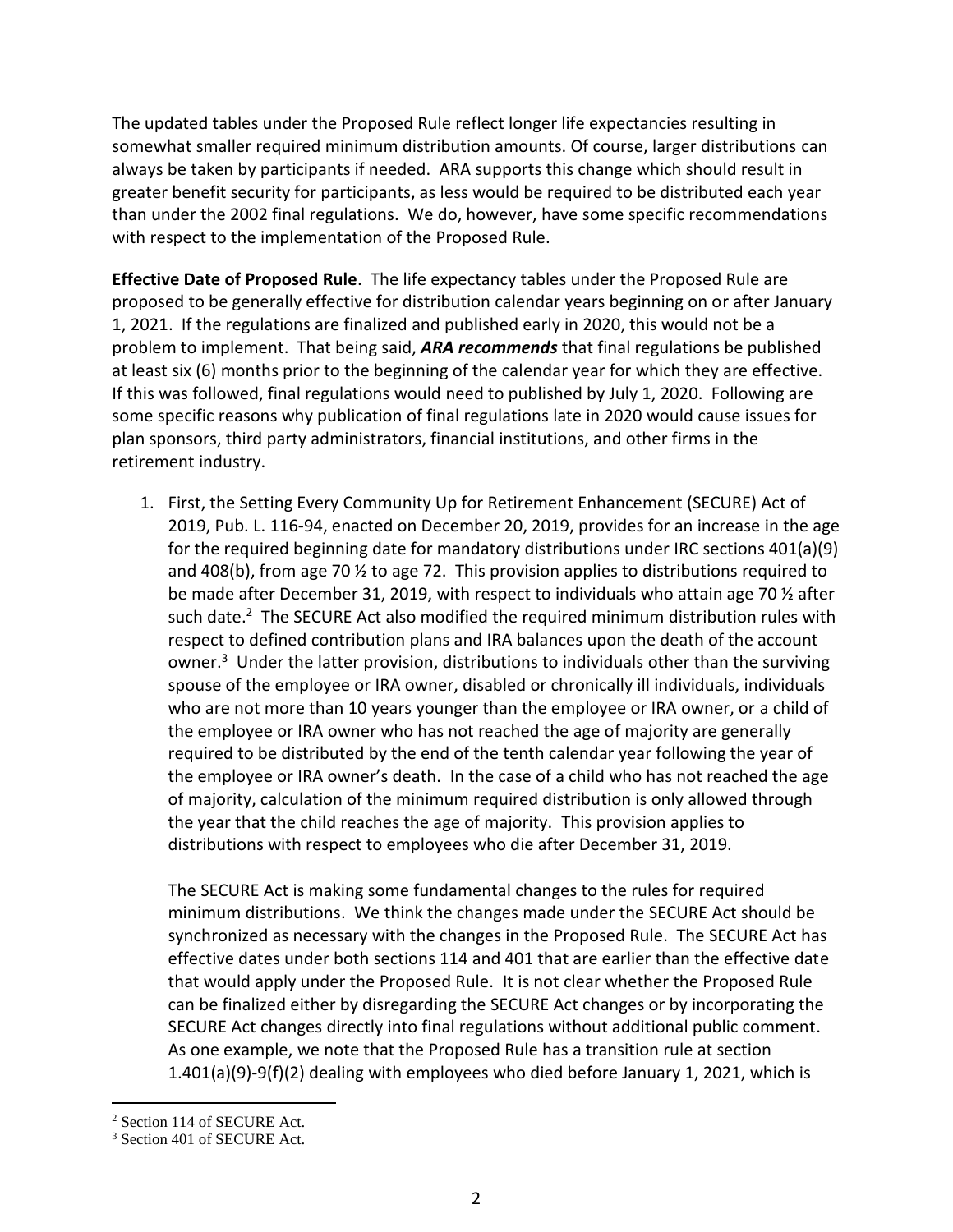The updated tables under the Proposed Rule reflect longer life expectancies resulting in somewhat smaller required minimum distribution amounts. Of course, larger distributions can always be taken by participants if needed. ARA supports this change which should result in greater benefit security for participants, as less would be required to be distributed each year than under the 2002 final regulations. We do, however, have some specific recommendations with respect to the implementation of the Proposed Rule.

**Effective Date of Proposed Rule**. The life expectancy tables under the Proposed Rule are proposed to be generally effective for distribution calendar years beginning on or after January 1, 2021. If the regulations are finalized and published early in 2020, this would not be a problem to implement. That being said, ***ARA recommends*** that final regulations be published at least six (6) months prior to the beginning of the calendar year for which they are effective. If this was followed, final regulations would need to published by July 1, 2020. Following are some specific reasons why publication of final regulations late in 2020 would cause issues for plan sponsors, third party administrators, financial institutions, and other firms in the retirement industry.

1. First, the Setting Every Community Up for Retirement Enhancement (SECURE) Act of 2019, Pub. L. 116-94, enacted on December 20, 2019, provides for an increase in the age for the required beginning date for mandatory distributions under IRC sections 401(a)(9) and 408(b), from age 70 ½ to age 72. This provision applies to distributions required to be made after December 31, 2019, with respect to individuals who attain age 70 ½ after such date.[2] The SECURE Act also modified the required minimum distribution rules with respect to defined contribution plans and IRA balances upon the death of the account owner.[3] Under the latter provision, distributions to individuals other than the surviving spouse of the employee or IRA owner, disabled or chronically ill individuals, individuals who are not more than 10 years younger than the employee or IRA owner, or a child of the employee or IRA owner who has not reached the age of majority are generally required to be distributed by the end of the tenth calendar year following the year of the employee or IRA owner's death. In the case of a child who has not reached the age of majority, calculation of the minimum required distribution is only allowed through the year that the child reaches the age of majority. This provision applies to distributions with respect to employees who die after December 31, 2019.

   The SECURE Act is making some fundamental changes to the rules for required minimum distributions. We think the changes made under the SECURE Act should be synchronized as necessary with the changes in the Proposed Rule. The SECURE Act has effective dates under both sections 114 and 401 that are earlier than the effective date that would apply under the Proposed Rule. It is not clear whether the Proposed Rule can be finalized either by disregarding the SECURE Act changes or by incorporating the SECURE Act changes directly into final regulations without additional public comment. As one example, we note that the Proposed Rule has a transition rule at section 1.401(a)(9)-9(f)(2) dealing with employees who died before January 1, 2021, which is

---

[2] Section 114 of SECURE Act.

[3] Section 401 of SECURE Act.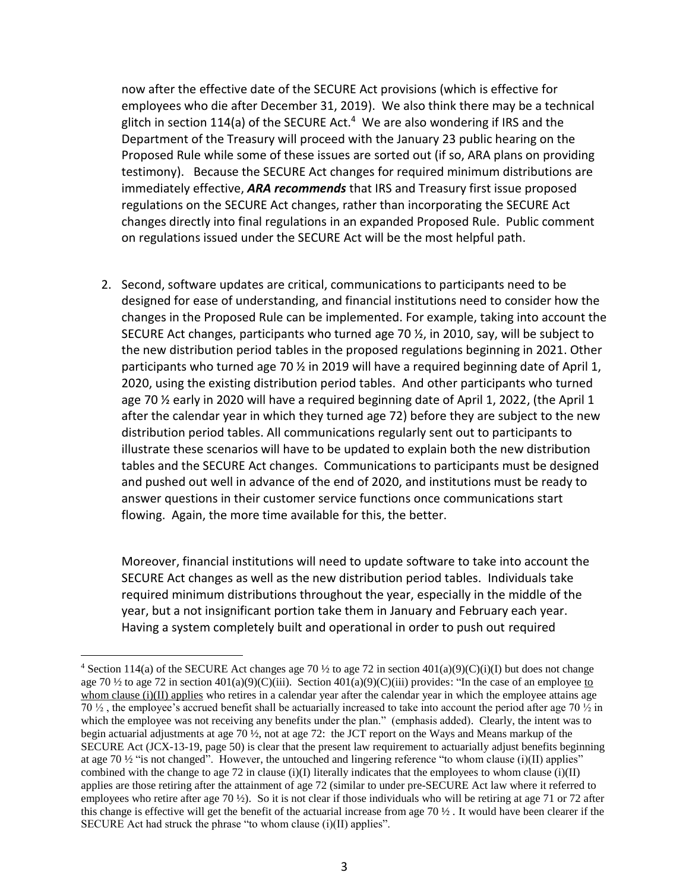now after the effective date of the SECURE Act provisions (which is effective for employees who die after December 31, 2019). We also think there may be a technical glitch in section 114(a) of the SECURE Act.[4] We are also wondering if IRS and the Department of the Treasury will proceed with the January 23 public hearing on the Proposed Rule while some of these issues are sorted out (if so, ARA plans on providing testimony). Because the SECURE Act changes for required minimum distributions are immediately effective, ***ARA recommends*** that IRS and Treasury first issue proposed regulations on the SECURE Act changes, rather than incorporating the SECURE Act changes directly into final regulations in an expanded Proposed Rule. Public comment on regulations issued under the SECURE Act will be the most helpful path.

2. Second, software updates are critical, communications to participants need to be designed for ease of understanding, and financial institutions need to consider how the changes in the Proposed Rule can be implemented. For example, taking into account the SECURE Act changes, participants who turned age 70 ½, in 2010, say, will be subject to the new distribution period tables in the proposed regulations beginning in 2021. Other participants who turned age 70 ½ in 2019 will have a required beginning date of April 1, 2020, using the existing distribution period tables. And other participants who turned age 70 ½ early in 2020 will have a required beginning date of April 1, 2022, (the April 1 after the calendar year in which they turned age 72) before they are subject to the new distribution period tables. All communications regularly sent out to participants to illustrate these scenarios will have to be updated to explain both the new distribution tables and the SECURE Act changes. Communications to participants must be designed and pushed out well in advance of the end of 2020, and institutions must be ready to answer questions in their customer service functions once communications start flowing. Again, the more time available for this, the better.

   Moreover, financial institutions will need to update software to take into account the SECURE Act changes as well as the new distribution period tables. Individuals take required minimum distributions throughout the year, especially in the middle of the year, but a not insignificant portion take them in January and February each year. Having a system completely built and operational in order to push out required

---

[4] Section 114(a) of the SECURE Act changes age 70 ½ to age 72 in section 401(a)(9)(C)(i)(I) but does not change age 70 ½ to age 72 in section 401(a)(9)(C)(iii). Section 401(a)(9)(C)(iii) provides: "In the case of an employee <u>to whom clause (i)(II) applies</u> who retires in a calendar year after the calendar year in which the employee attains age 70 ½ , the employee's accrued benefit shall be actuarially increased to take into account the period after age 70 ½ in which the employee was not receiving any benefits under the plan." (emphasis added). Clearly, the intent was to begin actuarial adjustments at age 70 ½, not at age 72: the JCT report on the Ways and Means markup of the SECURE Act (JCX-13-19, page 50) is clear that the present law requirement to actuarially adjust benefits beginning at age 70 ½ "is not changed". However, the untouched and lingering reference "to whom clause (i)(II) applies" combined with the change to age 72 in clause (i)(I) literally indicates that the employees to whom clause (i)(II) applies are those retiring after the attainment of age 72 (similar to under pre-SECURE Act law where it referred to employees who retire after age 70 ½). So it is not clear if those individuals who will be retiring at age 71 or 72 after this change is effective will get the benefit of the actuarial increase from age 70 ½ . It would have been clearer if the SECURE Act had struck the phrase "to whom clause (i)(II) applies".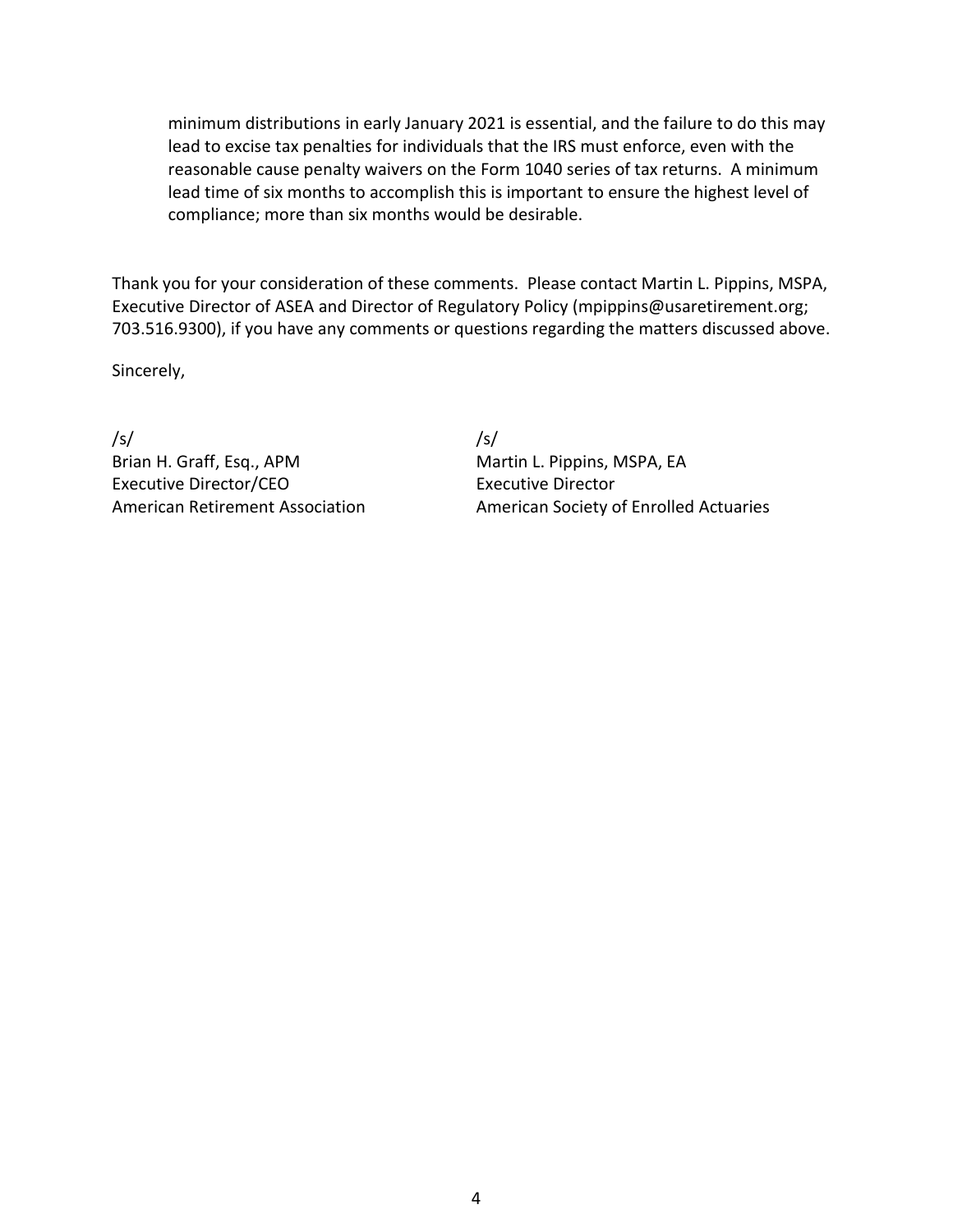minimum distributions in early January 2021 is essential, and the failure to do this may lead to excise tax penalties for individuals that the IRS must enforce, even with the reasonable cause penalty waivers on the Form 1040 series of tax returns. A minimum lead time of six months to accomplish this is important to ensure the highest level of compliance; more than six months would be desirable.

Thank you for your consideration of these comments. Please contact Martin L. Pippins, MSPA, Executive Director of ASEA and Director of Regulatory Policy (mpippins@usaretirement.org; 703.516.9300), if you have any comments or questions regarding the matters discussed above.

Sincerely,

/s/
Brian H. Graff, Esq., APM
Executive Director/CEO
American Retirement Association

/s/
Martin L. Pippins, MSPA, EA
Executive Director
American Society of Enrolled Actuaries